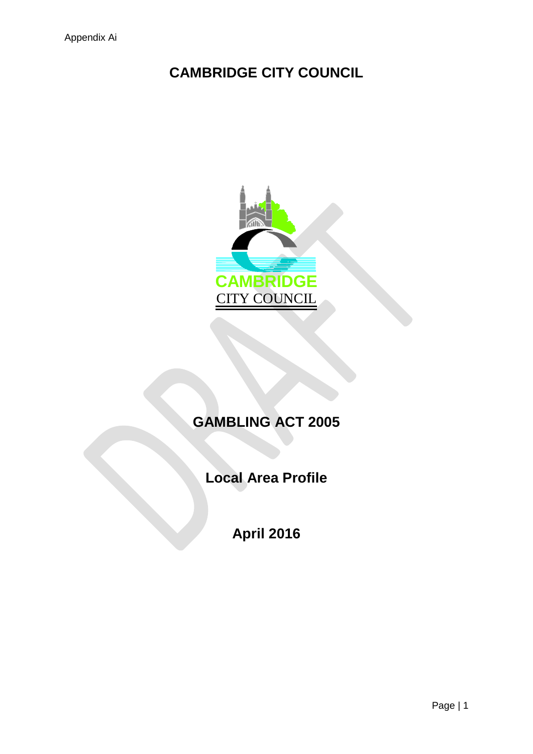Appendix Ai

# CAMBRIDGE CITY COUNCIL

CAMBRIDGE
CITY COUNCIL

## GAMBLING ACT 2005

## Local Area Profile

## April 2016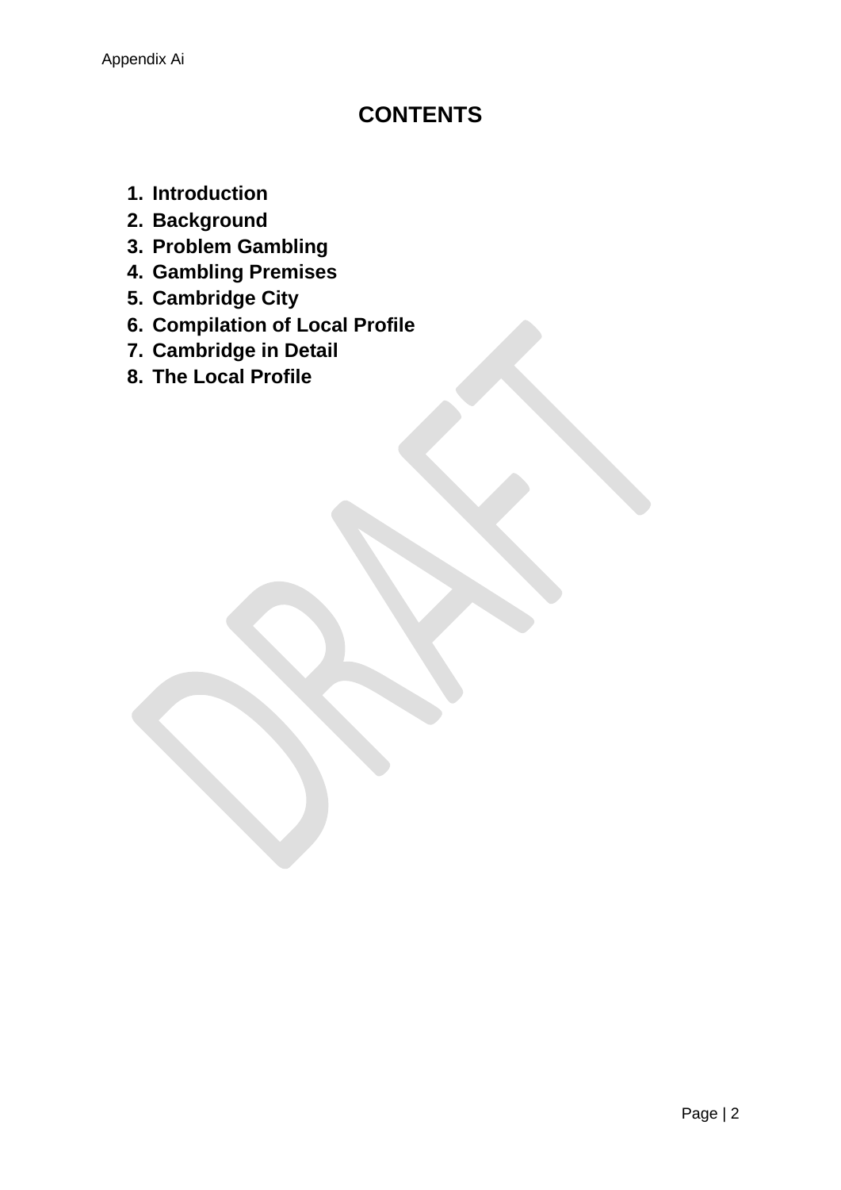# CONTENTS

1. **Introduction**
2. **Background**
3. **Problem Gambling**
4. **Gambling Premises**
5. **Cambridge City**
6. **Compilation of Local Profile**
7. **Cambridge in Detail**
8. **The Local Profile**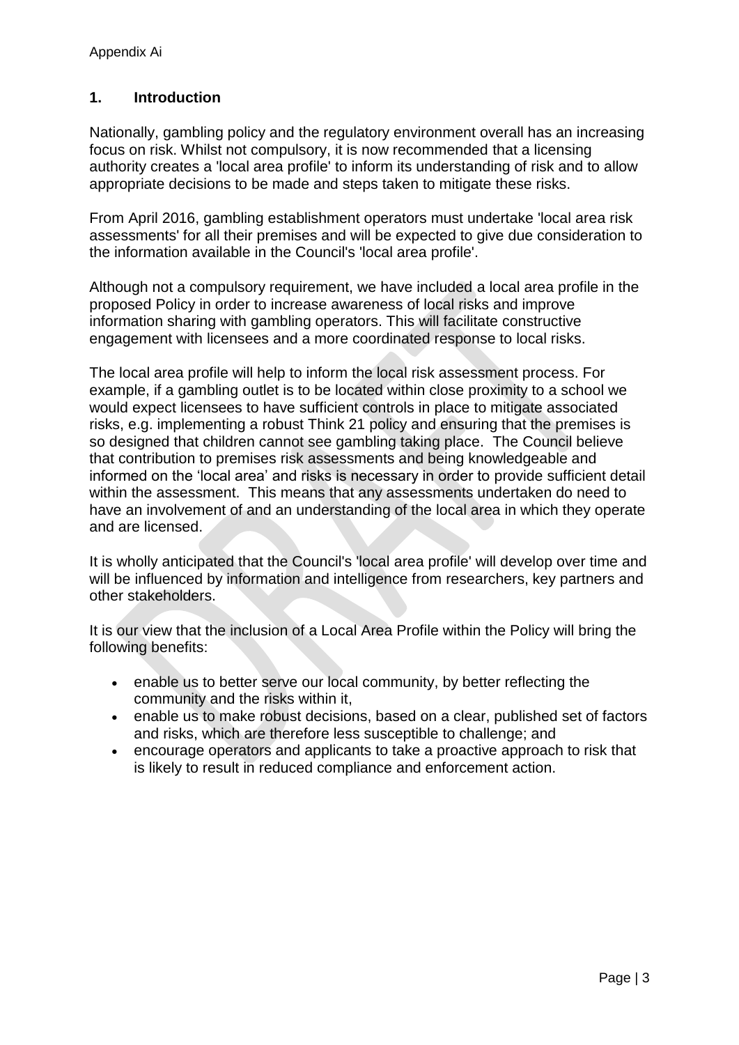Appendix Ai

## 1. Introduction

Nationally, gambling policy and the regulatory environment overall has an increasing focus on risk. Whilst not compulsory, it is now recommended that a licensing authority creates a 'local area profile' to inform its understanding of risk and to allow appropriate decisions to be made and steps taken to mitigate these risks.

From April 2016, gambling establishment operators must undertake 'local area risk assessments' for all their premises and will be expected to give due consideration to the information available in the Council's 'local area profile'.

Although not a compulsory requirement, we have included a local area profile in the proposed Policy in order to increase awareness of local risks and improve information sharing with gambling operators. This will facilitate constructive engagement with licensees and a more coordinated response to local risks.

The local area profile will help to inform the local risk assessment process. For example, if a gambling outlet is to be located within close proximity to a school we would expect licensees to have sufficient controls in place to mitigate associated risks, e.g. implementing a robust Think 21 policy and ensuring that the premises is so designed that children cannot see gambling taking place. The Council believe that contribution to premises risk assessments and being knowledgeable and informed on the 'local area' and risks is necessary in order to provide sufficient detail within the assessment. This means that any assessments undertaken do need to have an involvement of and an understanding of the local area in which they operate and are licensed.

It is wholly anticipated that the Council's 'local area profile' will develop over time and will be influenced by information and intelligence from researchers, key partners and other stakeholders.

It is our view that the inclusion of a Local Area Profile within the Policy will bring the following benefits:

- enable us to better serve our local community, by better reflecting the community and the risks within it,
- enable us to make robust decisions, based on a clear, published set of factors and risks, which are therefore less susceptible to challenge; and
- encourage operators and applicants to take a proactive approach to risk that is likely to result in reduced compliance and enforcement action.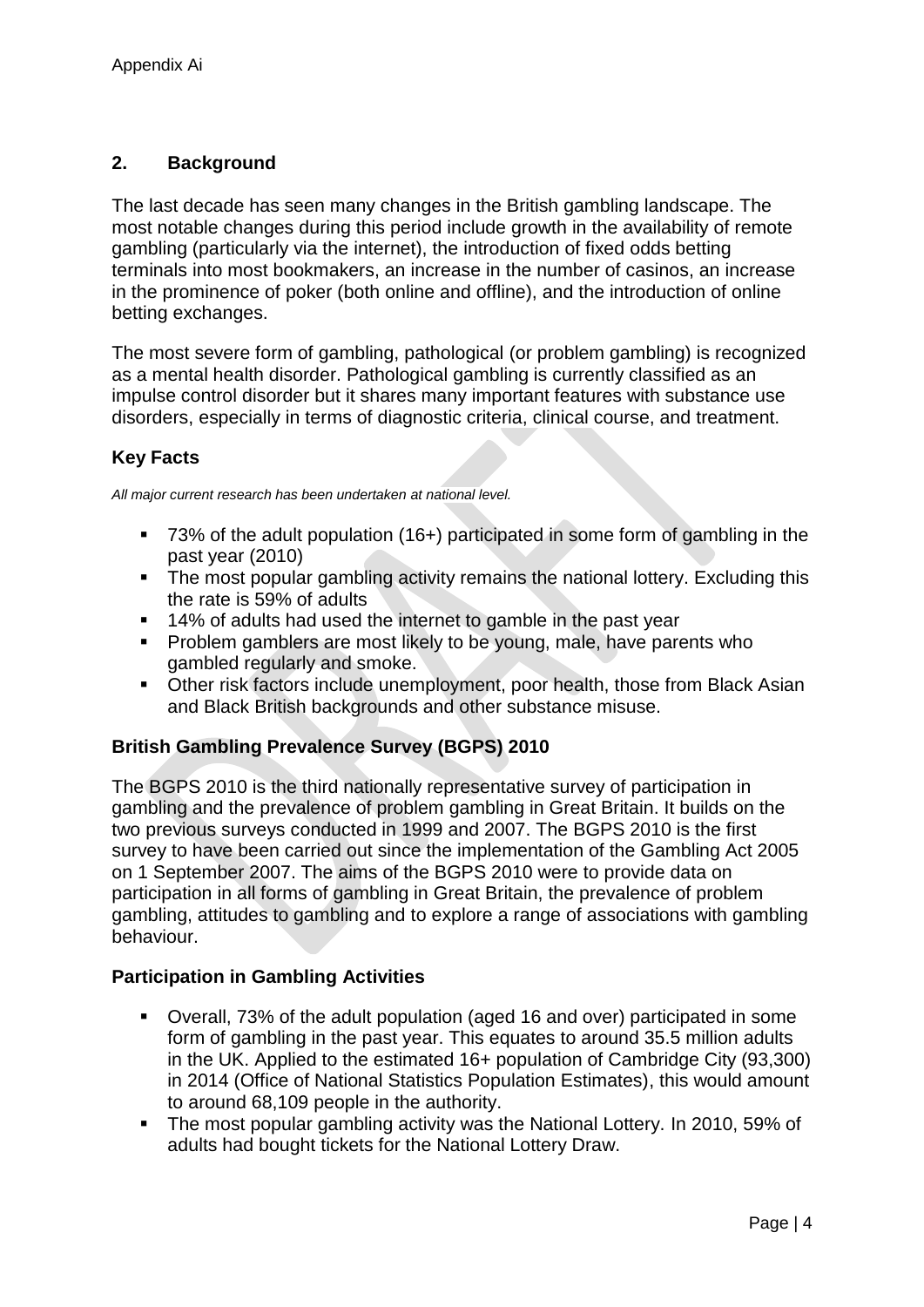## 2. Background

The last decade has seen many changes in the British gambling landscape. The most notable changes during this period include growth in the availability of remote gambling (particularly via the internet), the introduction of fixed odds betting terminals into most bookmakers, an increase in the number of casinos, an increase in the prominence of poker (both online and offline), and the introduction of online betting exchanges.

The most severe form of gambling, pathological (or problem gambling) is recognized as a mental health disorder. Pathological gambling is currently classified as an impulse control disorder but it shares many important features with substance use disorders, especially in terms of diagnostic criteria, clinical course, and treatment.

### Key Facts

*All major current research has been undertaken at national level.*

- 73% of the adult population (16+) participated in some form of gambling in the past year (2010)
- The most popular gambling activity remains the national lottery. Excluding this the rate is 59% of adults
- 14% of adults had used the internet to gamble in the past year
- Problem gamblers are most likely to be young, male, have parents who gambled regularly and smoke.
- Other risk factors include unemployment, poor health, those from Black Asian and Black British backgrounds and other substance misuse.

### British Gambling Prevalence Survey (BGPS) 2010

The BGPS 2010 is the third nationally representative survey of participation in gambling and the prevalence of problem gambling in Great Britain. It builds on the two previous surveys conducted in 1999 and 2007. The BGPS 2010 is the first survey to have been carried out since the implementation of the Gambling Act 2005 on 1 September 2007. The aims of the BGPS 2010 were to provide data on participation in all forms of gambling in Great Britain, the prevalence of problem gambling, attitudes to gambling and to explore a range of associations with gambling behaviour.

### Participation in Gambling Activities

- Overall, 73% of the adult population (aged 16 and over) participated in some form of gambling in the past year. This equates to around 35.5 million adults in the UK. Applied to the estimated 16+ population of Cambridge City (93,300) in 2014 (Office of National Statistics Population Estimates), this would amount to around 68,109 people in the authority.
- The most popular gambling activity was the National Lottery. In 2010, 59% of adults had bought tickets for the National Lottery Draw.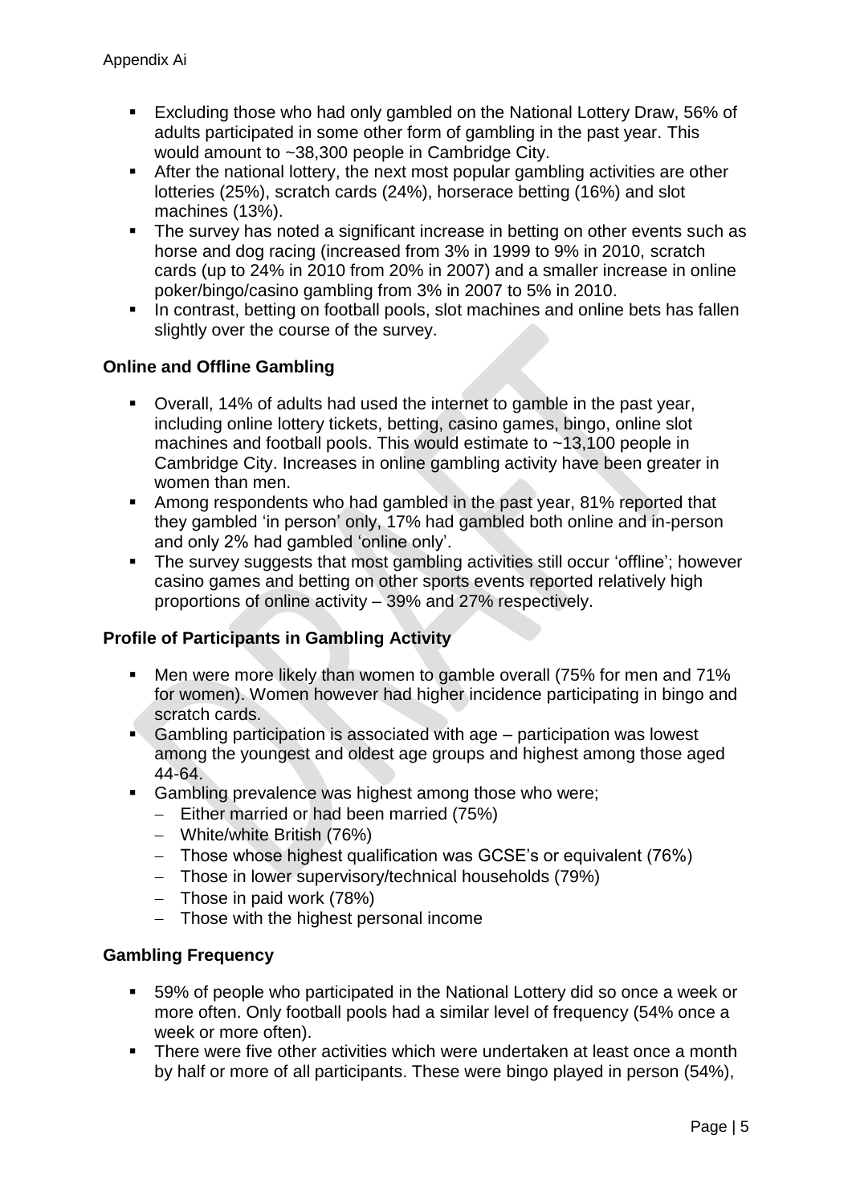- Excluding those who had only gambled on the National Lottery Draw, 56% of adults participated in some other form of gambling in the past year. This would amount to ~38,300 people in Cambridge City.
- After the national lottery, the next most popular gambling activities are other lotteries (25%), scratch cards (24%), horserace betting (16%) and slot machines (13%).
- The survey has noted a significant increase in betting on other events such as horse and dog racing (increased from 3% in 1999 to 9% in 2010, scratch cards (up to 24% in 2010 from 20% in 2007) and a smaller increase in online poker/bingo/casino gambling from 3% in 2007 to 5% in 2010.
- In contrast, betting on football pools, slot machines and online bets has fallen slightly over the course of the survey.

### Online and Offline Gambling

- Overall, 14% of adults had used the internet to gamble in the past year, including online lottery tickets, betting, casino games, bingo, online slot machines and football pools. This would estimate to ~13,100 people in Cambridge City. Increases in online gambling activity have been greater in women than men.
- Among respondents who had gambled in the past year, 81% reported that they gambled 'in person' only, 17% had gambled both online and in-person and only 2% had gambled 'online only'.
- The survey suggests that most gambling activities still occur 'offline'; however casino games and betting on other sports events reported relatively high proportions of online activity – 39% and 27% respectively.

### Profile of Participants in Gambling Activity

- Men were more likely than women to gamble overall (75% for men and 71% for women). Women however had higher incidence participating in bingo and scratch cards.
- Gambling participation is associated with age – participation was lowest among the youngest and oldest age groups and highest among those aged 44-64.
- Gambling prevalence was highest among those who were;
  - Either married or had been married (75%)
  - White/white British (76%)
  - Those whose highest qualification was GCSE's or equivalent (76%)
  - Those in lower supervisory/technical households (79%)
  - Those in paid work (78%)
  - Those with the highest personal income

### Gambling Frequency

- 59% of people who participated in the National Lottery did so once a week or more often. Only football pools had a similar level of frequency (54% once a week or more often).
- There were five other activities which were undertaken at least once a month by half or more of all participants. These were bingo played in person (54%),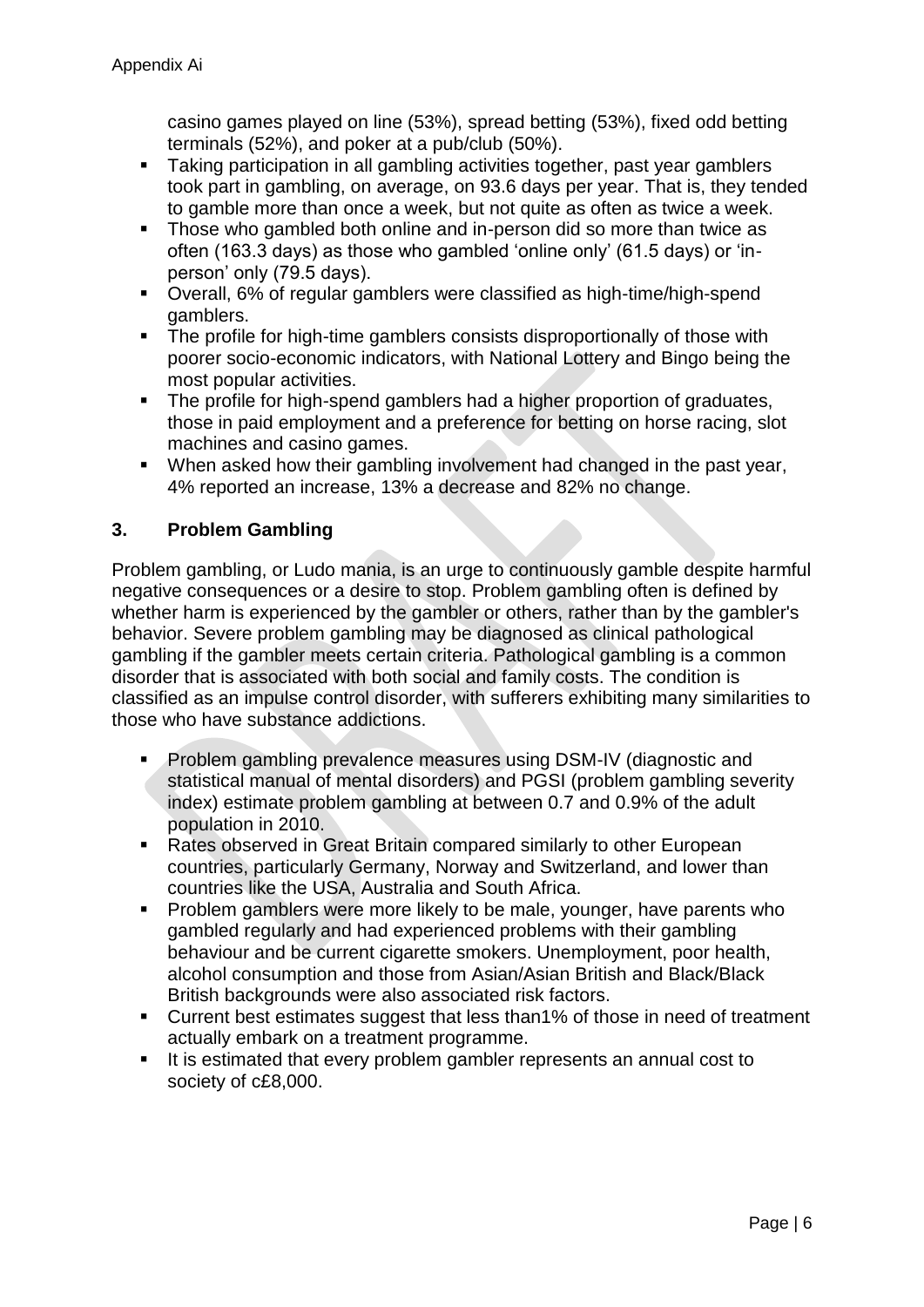casino games played on line (53%), spread betting (53%), fixed odd betting terminals (52%), and poker at a pub/club (50%).

- Taking participation in all gambling activities together, past year gamblers took part in gambling, on average, on 93.6 days per year. That is, they tended to gamble more than once a week, but not quite as often as twice a week.
- Those who gambled both online and in-person did so more than twice as often (163.3 days) as those who gambled 'online only' (61.5 days) or 'in-person' only (79.5 days).
- Overall, 6% of regular gamblers were classified as high-time/high-spend gamblers.
- The profile for high-time gamblers consists disproportionally of those with poorer socio-economic indicators, with National Lottery and Bingo being the most popular activities.
- The profile for high-spend gamblers had a higher proportion of graduates, those in paid employment and a preference for betting on horse racing, slot machines and casino games.
- When asked how their gambling involvement had changed in the past year, 4% reported an increase, 13% a decrease and 82% no change.

## 3. Problem Gambling

Problem gambling, or Ludo mania, is an urge to continuously gamble despite harmful negative consequences or a desire to stop. Problem gambling often is defined by whether harm is experienced by the gambler or others, rather than by the gambler's behavior. Severe problem gambling may be diagnosed as clinical pathological gambling if the gambler meets certain criteria. Pathological gambling is a common disorder that is associated with both social and family costs. The condition is classified as an impulse control disorder, with sufferers exhibiting many similarities to those who have substance addictions.

- Problem gambling prevalence measures using DSM-IV (diagnostic and statistical manual of mental disorders) and PGSI (problem gambling severity index) estimate problem gambling at between 0.7 and 0.9% of the adult population in 2010.
- Rates observed in Great Britain compared similarly to other European countries, particularly Germany, Norway and Switzerland, and lower than countries like the USA, Australia and South Africa.
- Problem gamblers were more likely to be male, younger, have parents who gambled regularly and had experienced problems with their gambling behaviour and be current cigarette smokers. Unemployment, poor health, alcohol consumption and those from Asian/Asian British and Black/Black British backgrounds were also associated risk factors.
- Current best estimates suggest that less than1% of those in need of treatment actually embark on a treatment programme.
- It is estimated that every problem gambler represents an annual cost to society of c£8,000.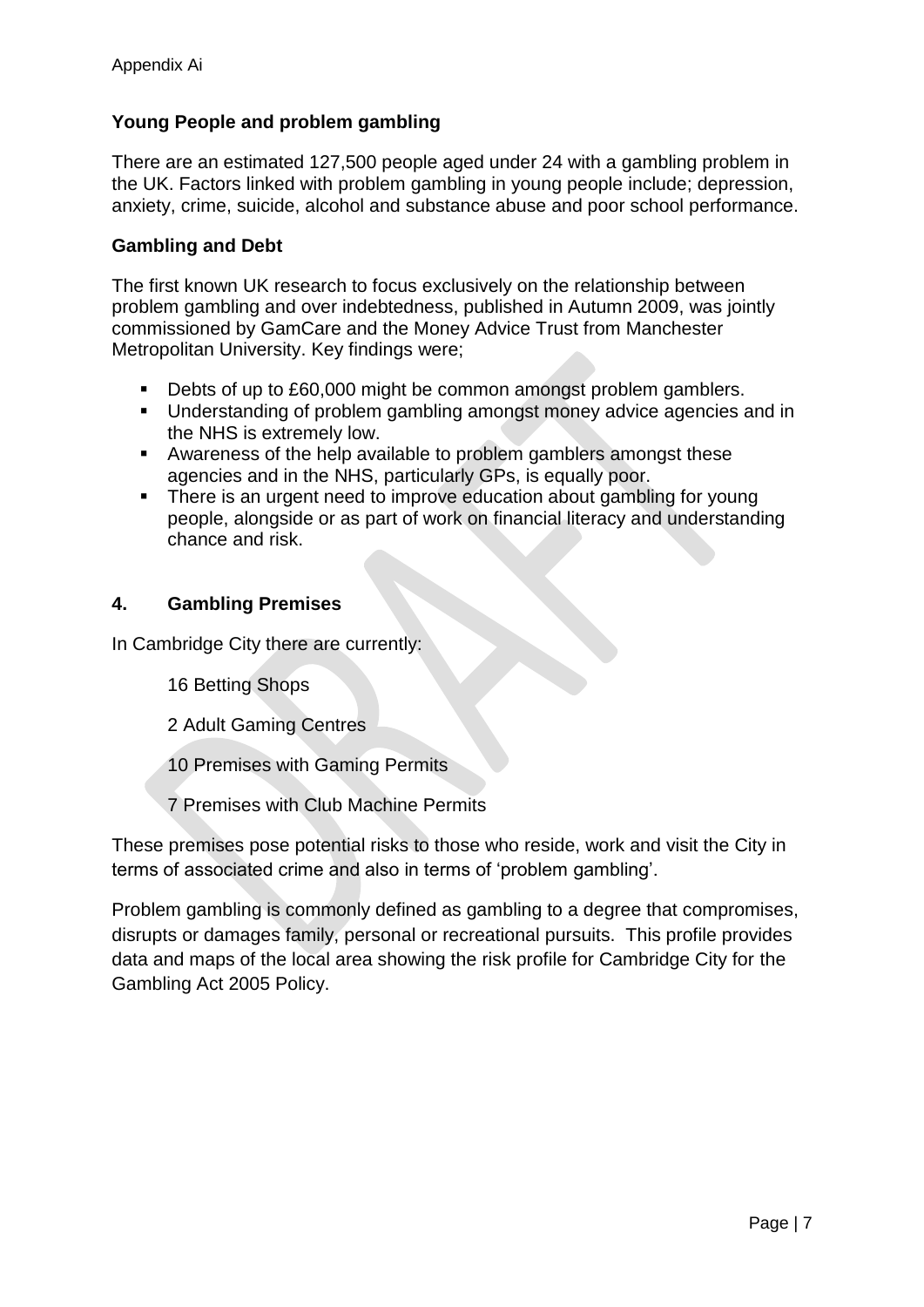Appendix Ai

**Young People and problem gambling**

There are an estimated 127,500 people aged under 24 with a gambling problem in the UK. Factors linked with problem gambling in young people include; depression, anxiety, crime, suicide, alcohol and substance abuse and poor school performance.

**Gambling and Debt**

The first known UK research to focus exclusively on the relationship between problem gambling and over indebtedness, published in Autumn 2009, was jointly commissioned by GamCare and the Money Advice Trust from Manchester Metropolitan University. Key findings were;

- Debts of up to £60,000 might be common amongst problem gamblers.
- Understanding of problem gambling amongst money advice agencies and in the NHS is extremely low.
- Awareness of the help available to problem gamblers amongst these agencies and in the NHS, particularly GPs, is equally poor.
- There is an urgent need to improve education about gambling for young people, alongside or as part of work on financial literacy and understanding chance and risk.

## 4. Gambling Premises

In Cambridge City there are currently:

16 Betting Shops

2 Adult Gaming Centres

10 Premises with Gaming Permits

7 Premises with Club Machine Permits

These premises pose potential risks to those who reside, work and visit the City in terms of associated crime and also in terms of 'problem gambling'.

Problem gambling is commonly defined as gambling to a degree that compromises, disrupts or damages family, personal or recreational pursuits. This profile provides data and maps of the local area showing the risk profile for Cambridge City for the Gambling Act 2005 Policy.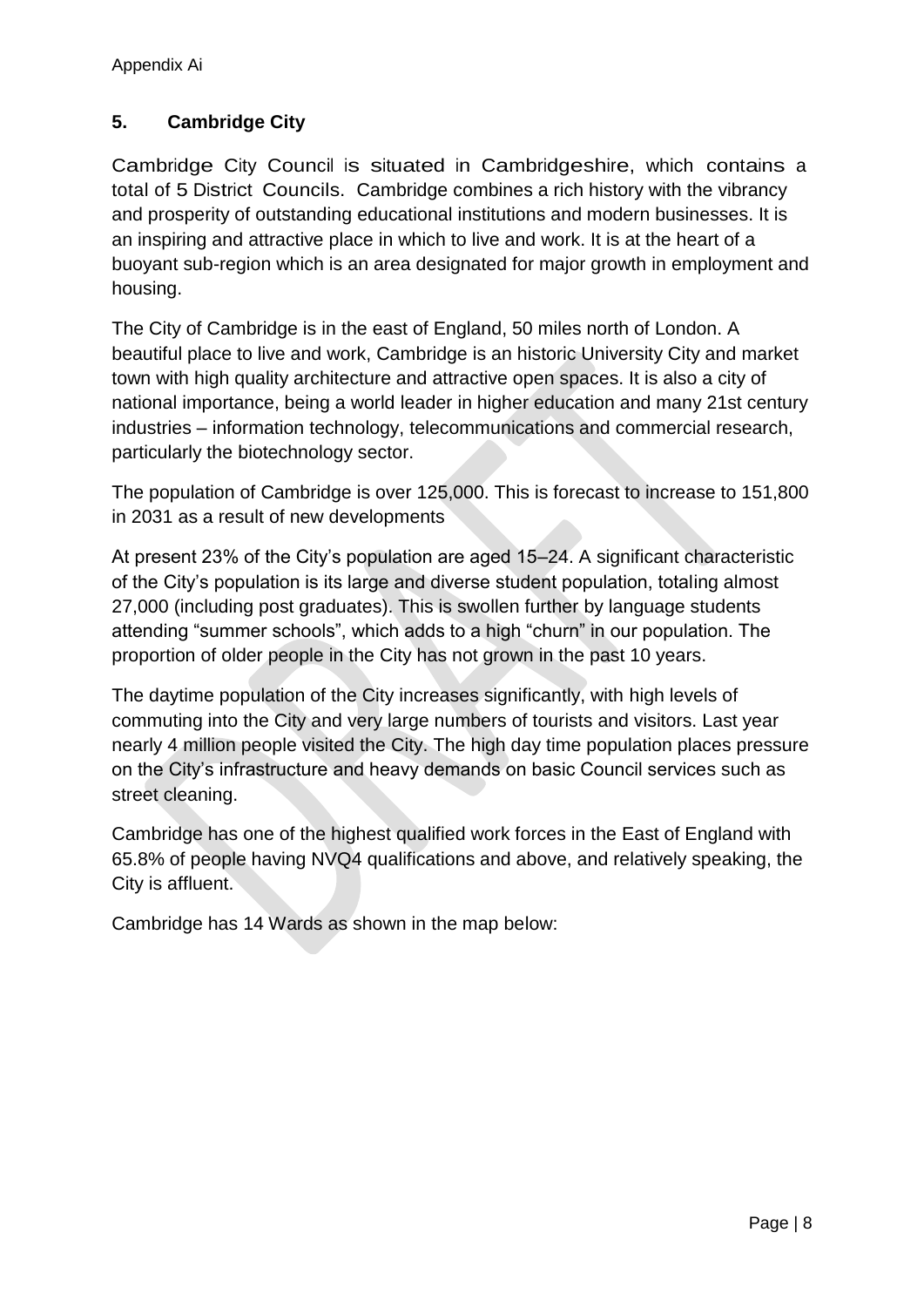## 5. Cambridge City

Cambridge City Council is situated in Cambridgeshire, which contains a total of 5 District Councils. Cambridge combines a rich history with the vibrancy and prosperity of outstanding educational institutions and modern businesses. It is an inspiring and attractive place in which to live and work. It is at the heart of a buoyant sub-region which is an area designated for major growth in employment and housing.

The City of Cambridge is in the east of England, 50 miles north of London. A beautiful place to live and work, Cambridge is an historic University City and market town with high quality architecture and attractive open spaces. It is also a city of national importance, being a world leader in higher education and many 21st century industries – information technology, telecommunications and commercial research, particularly the biotechnology sector.

The population of Cambridge is over 125,000. This is forecast to increase to 151,800 in 2031 as a result of new developments

At present 23% of the City's population are aged 15–24. A significant characteristic of the City's population is its large and diverse student population, totaling almost 27,000 (including post graduates). This is swollen further by language students attending "summer schools", which adds to a high "churn" in our population. The proportion of older people in the City has not grown in the past 10 years.

The daytime population of the City increases significantly, with high levels of commuting into the City and very large numbers of tourists and visitors. Last year nearly 4 million people visited the City. The high day time population places pressure on the City's infrastructure and heavy demands on basic Council services such as street cleaning.

Cambridge has one of the highest qualified work forces in the East of England with 65.8% of people having NVQ4 qualifications and above, and relatively speaking, the City is affluent.

Cambridge has 14 Wards as shown in the map below: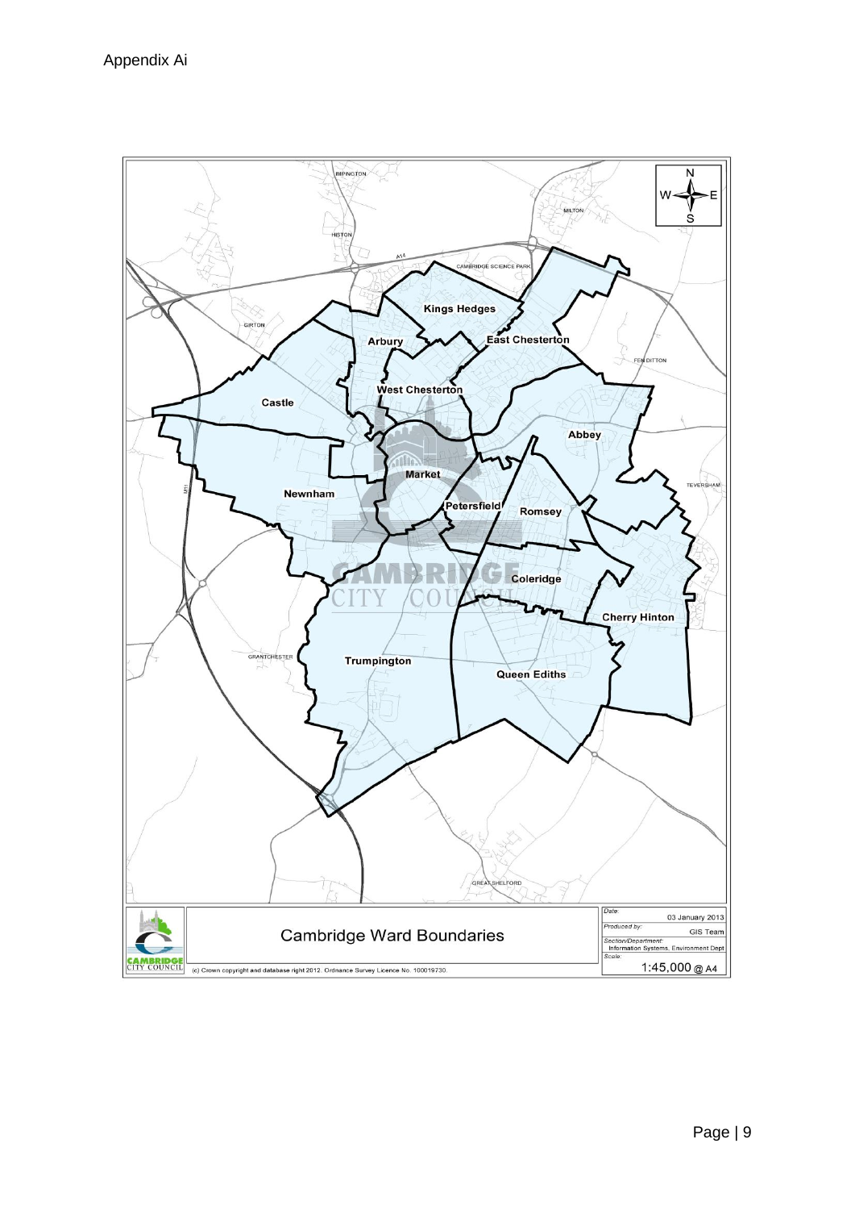Appendix Ai

N
W E
S

IMPINGTON

MILTON

HISTON

A14

CAMBRIDGE SCIENCE PARK

Kings Hedges

GIRTON

Arbury

East Chesterton

FEN DITTON

West Chesterton

Castle

Abbey

Market

TEVERSHAM

Newnham

Petersfield

Romsey

Coleridge

Cherry Hinton

GRANTCHESTER

Trumpington

Queen Ediths

GREAT SHELFORD

Cambridge Ward Boundaries

| | |
|---|---|
| Date: | 03 January 2013 |
| Produced by: | GIS Team |
| Section/Department: | Information Systems, Environment Dept |
| Scale: | 1:45,000 @ A4 |

(c) Crown copyright and database right 2012. Ordnance Survey Licence No. 100019730.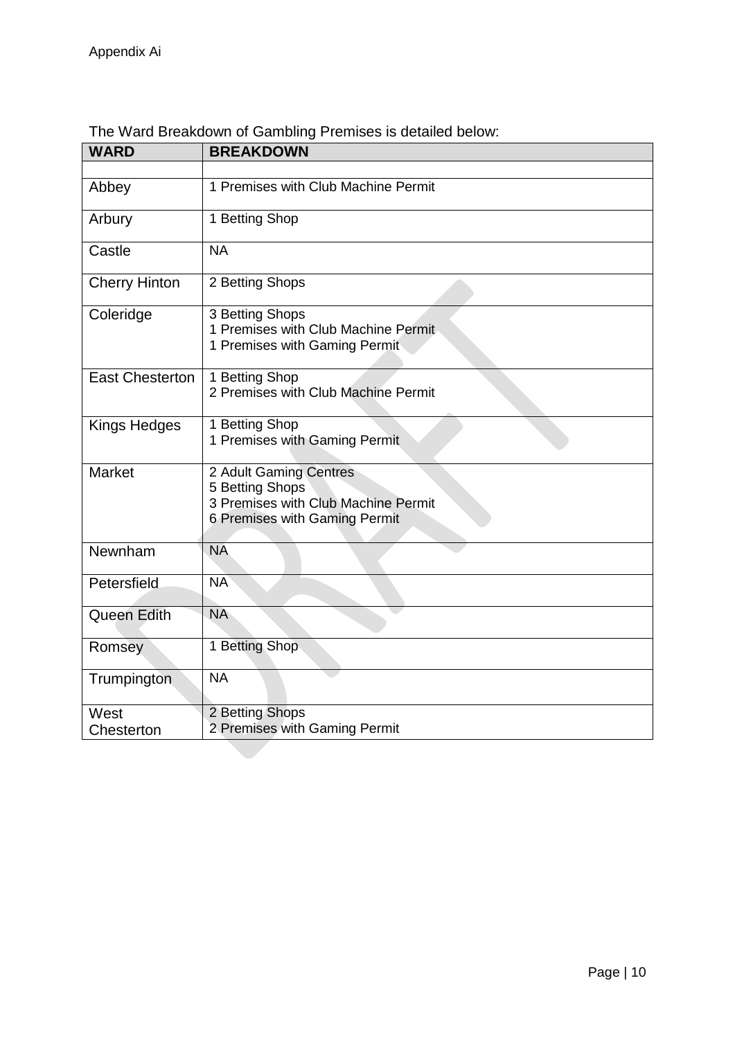Appendix Ai

The Ward Breakdown of Gambling Premises is detailed below:

| WARD | BREAKDOWN |
|---|---|
| | |
| Abbey | 1 Premises with Club Machine Permit |
| Arbury | 1 Betting Shop |
| Castle | NA |
| Cherry Hinton | 2 Betting Shops |
| Coleridge | 3 Betting Shops<br>1 Premises with Club Machine Permit<br>1 Premises with Gaming Permit |
| East Chesterton | 1 Betting Shop<br>2 Premises with Club Machine Permit |
| Kings Hedges | 1 Betting Shop<br>1 Premises with Gaming Permit |
| Market | 2 Adult Gaming Centres<br>5 Betting Shops<br>3 Premises with Club Machine Permit<br>6 Premises with Gaming Permit |
| Newnham | NA |
| Petersfield | NA |
| Queen Edith | NA |
| Romsey | 1 Betting Shop |
| Trumpington | NA |
| West Chesterton | 2 Betting Shops<br>2 Premises with Gaming Permit |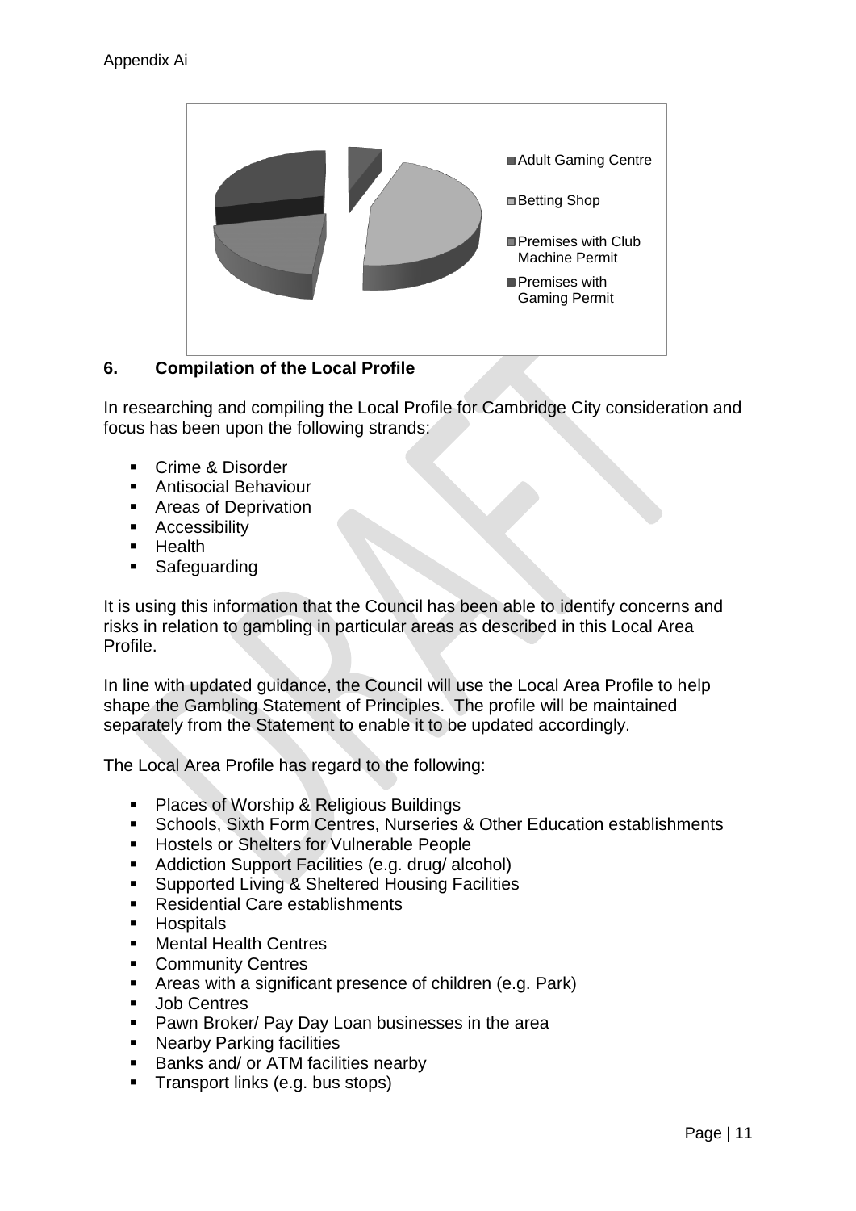- Adult Gaming Centre
- Betting Shop
- Premises with Club Machine Permit
- Premises with Gaming Permit

## 6. Compilation of the Local Profile

In researching and compiling the Local Profile for Cambridge City consideration and focus has been upon the following strands:

- Crime & Disorder
- Antisocial Behaviour
- Areas of Deprivation
- Accessibility
- Health
- Safeguarding

It is using this information that the Council has been able to identify concerns and risks in relation to gambling in particular areas as described in this Local Area Profile.

In line with updated guidance, the Council will use the Local Area Profile to help shape the Gambling Statement of Principles. The profile will be maintained separately from the Statement to enable it to be updated accordingly.

The Local Area Profile has regard to the following:

- Places of Worship & Religious Buildings
- Schools, Sixth Form Centres, Nurseries & Other Education establishments
- Hostels or Shelters for Vulnerable People
- Addiction Support Facilities (e.g. drug/ alcohol)
- Supported Living & Sheltered Housing Facilities
- Residential Care establishments
- Hospitals
- Mental Health Centres
- Community Centres
- Areas with a significant presence of children (e.g. Park)
- Job Centres
- Pawn Broker/ Pay Day Loan businesses in the area
- Nearby Parking facilities
- Banks and/ or ATM facilities nearby
- Transport links (e.g. bus stops)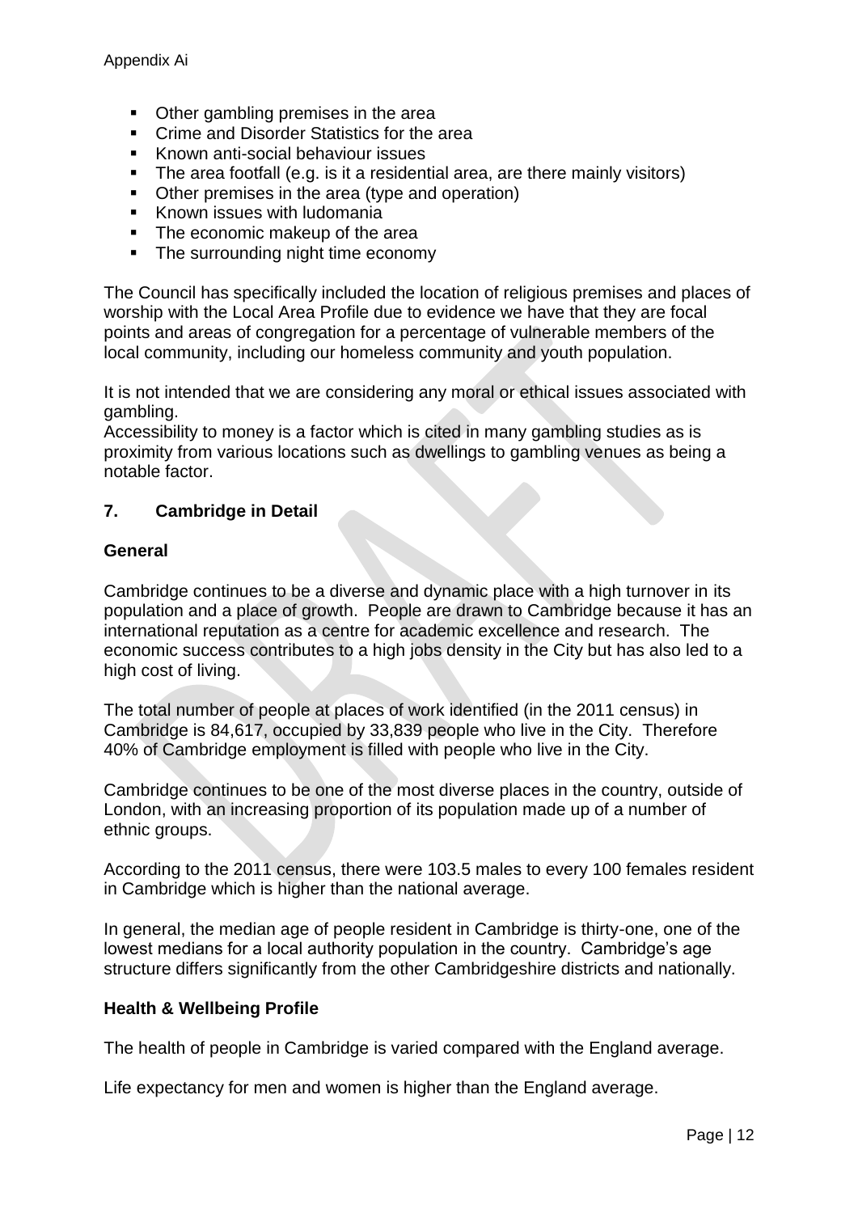- Other gambling premises in the area
- Crime and Disorder Statistics for the area
- Known anti-social behaviour issues
- The area footfall (e.g. is it a residential area, are there mainly visitors)
- Other premises in the area (type and operation)
- Known issues with ludomania
- The economic makeup of the area
- The surrounding night time economy

The Council has specifically included the location of religious premises and places of worship with the Local Area Profile due to evidence we have that they are focal points and areas of congregation for a percentage of vulnerable members of the local community, including our homeless community and youth population.

It is not intended that we are considering any moral or ethical issues associated with gambling.

Accessibility to money is a factor which is cited in many gambling studies as is proximity from various locations such as dwellings to gambling venues as being a notable factor.

## 7. Cambridge in Detail

### General

Cambridge continues to be a diverse and dynamic place with a high turnover in its population and a place of growth. People are drawn to Cambridge because it has an international reputation as a centre for academic excellence and research. The economic success contributes to a high jobs density in the City but has also led to a high cost of living.

The total number of people at places of work identified (in the 2011 census) in Cambridge is 84,617, occupied by 33,839 people who live in the City. Therefore 40% of Cambridge employment is filled with people who live in the City.

Cambridge continues to be one of the most diverse places in the country, outside of London, with an increasing proportion of its population made up of a number of ethnic groups.

According to the 2011 census, there were 103.5 males to every 100 females resident in Cambridge which is higher than the national average.

In general, the median age of people resident in Cambridge is thirty-one, one of the lowest medians for a local authority population in the country. Cambridge's age structure differs significantly from the other Cambridgeshire districts and nationally.

### Health & Wellbeing Profile

The health of people in Cambridge is varied compared with the England average.

Life expectancy for men and women is higher than the England average.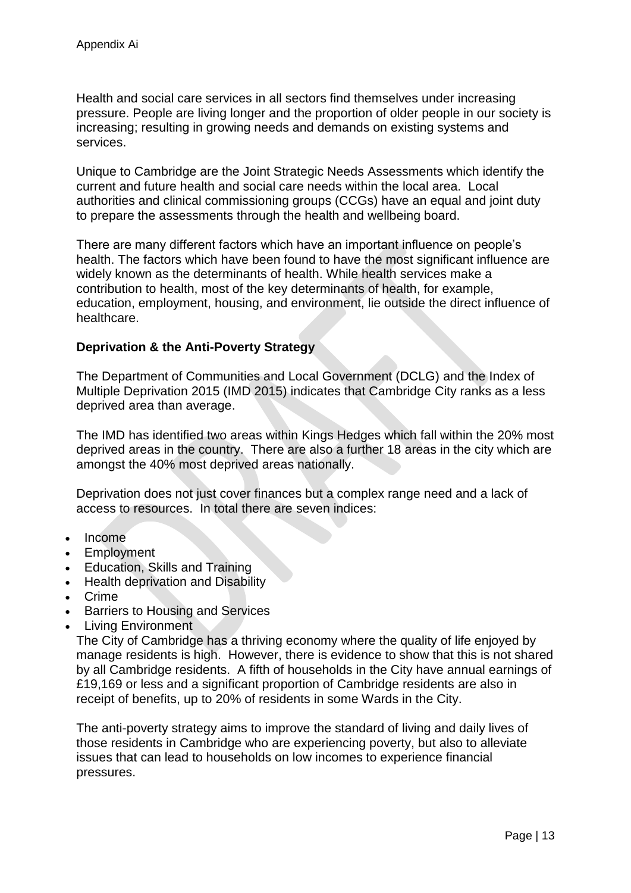Appendix Ai

Health and social care services in all sectors find themselves under increasing pressure. People are living longer and the proportion of older people in our society is increasing; resulting in growing needs and demands on existing systems and services.

Unique to Cambridge are the Joint Strategic Needs Assessments which identify the current and future health and social care needs within the local area. Local authorities and clinical commissioning groups (CCGs) have an equal and joint duty to prepare the assessments through the health and wellbeing board.

There are many different factors which have an important influence on people's health. The factors which have been found to have the most significant influence are widely known as the determinants of health. While health services make a contribution to health, most of the key determinants of health, for example, education, employment, housing, and environment, lie outside the direct influence of healthcare.

**Deprivation & the Anti-Poverty Strategy**

The Department of Communities and Local Government (DCLG) and the Index of Multiple Deprivation 2015 (IMD 2015) indicates that Cambridge City ranks as a less deprived area than average.

The IMD has identified two areas within Kings Hedges which fall within the 20% most deprived areas in the country. There are also a further 18 areas in the city which are amongst the 40% most deprived areas nationally.

Deprivation does not just cover finances but a complex range need and a lack of access to resources. In total there are seven indices:

- Income
- Employment
- Education, Skills and Training
- Health deprivation and Disability
- Crime
- Barriers to Housing and Services
- Living Environment

The City of Cambridge has a thriving economy where the quality of life enjoyed by manage residents is high. However, there is evidence to show that this is not shared by all Cambridge residents. A fifth of households in the City have annual earnings of £19,169 or less and a significant proportion of Cambridge residents are also in receipt of benefits, up to 20% of residents in some Wards in the City.

The anti-poverty strategy aims to improve the standard of living and daily lives of those residents in Cambridge who are experiencing poverty, but also to alleviate issues that can lead to households on low incomes to experience financial pressures.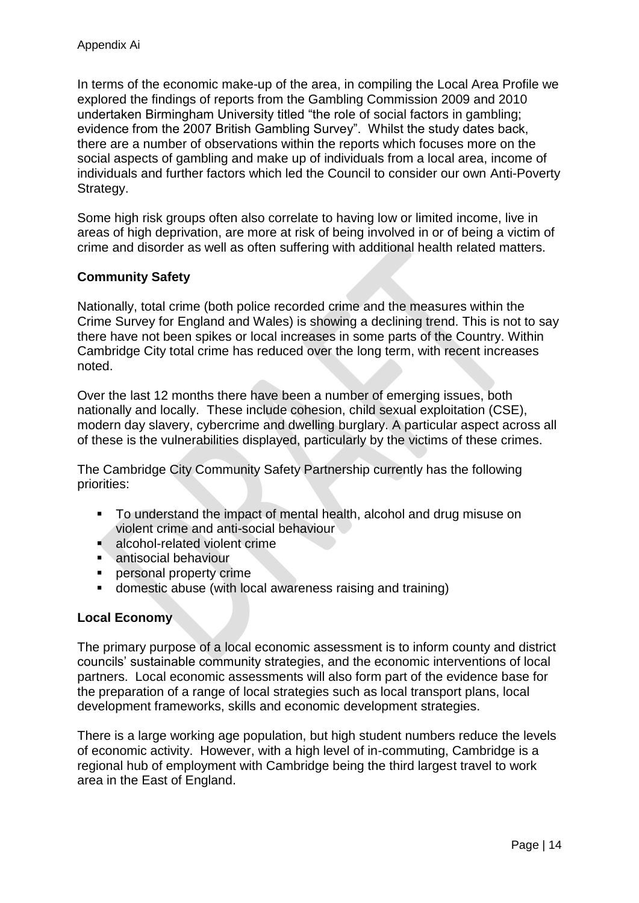In terms of the economic make-up of the area, in compiling the Local Area Profile we explored the findings of reports from the Gambling Commission 2009 and 2010 undertaken Birmingham University titled "the role of social factors in gambling; evidence from the 2007 British Gambling Survey". Whilst the study dates back, there are a number of observations within the reports which focuses more on the social aspects of gambling and make up of individuals from a local area, income of individuals and further factors which led the Council to consider our own Anti-Poverty Strategy.

Some high risk groups often also correlate to having low or limited income, live in areas of high deprivation, are more at risk of being involved in or of being a victim of crime and disorder as well as often suffering with additional health related matters.

## Community Safety

Nationally, total crime (both police recorded crime and the measures within the Crime Survey for England and Wales) is showing a declining trend. This is not to say there have not been spikes or local increases in some parts of the Country. Within Cambridge City total crime has reduced over the long term, with recent increases noted.

Over the last 12 months there have been a number of emerging issues, both nationally and locally. These include cohesion, child sexual exploitation (CSE), modern day slavery, cybercrime and dwelling burglary. A particular aspect across all of these is the vulnerabilities displayed, particularly by the victims of these crimes.

The Cambridge City Community Safety Partnership currently has the following priorities:

- To understand the impact of mental health, alcohol and drug misuse on violent crime and anti-social behaviour
- alcohol-related violent crime
- antisocial behaviour
- personal property crime
- domestic abuse (with local awareness raising and training)

## Local Economy

The primary purpose of a local economic assessment is to inform county and district councils' sustainable community strategies, and the economic interventions of local partners. Local economic assessments will also form part of the evidence base for the preparation of a range of local strategies such as local transport plans, local development frameworks, skills and economic development strategies.

There is a large working age population, but high student numbers reduce the levels of economic activity. However, with a high level of in-commuting, Cambridge is a regional hub of employment with Cambridge being the third largest travel to work area in the East of England.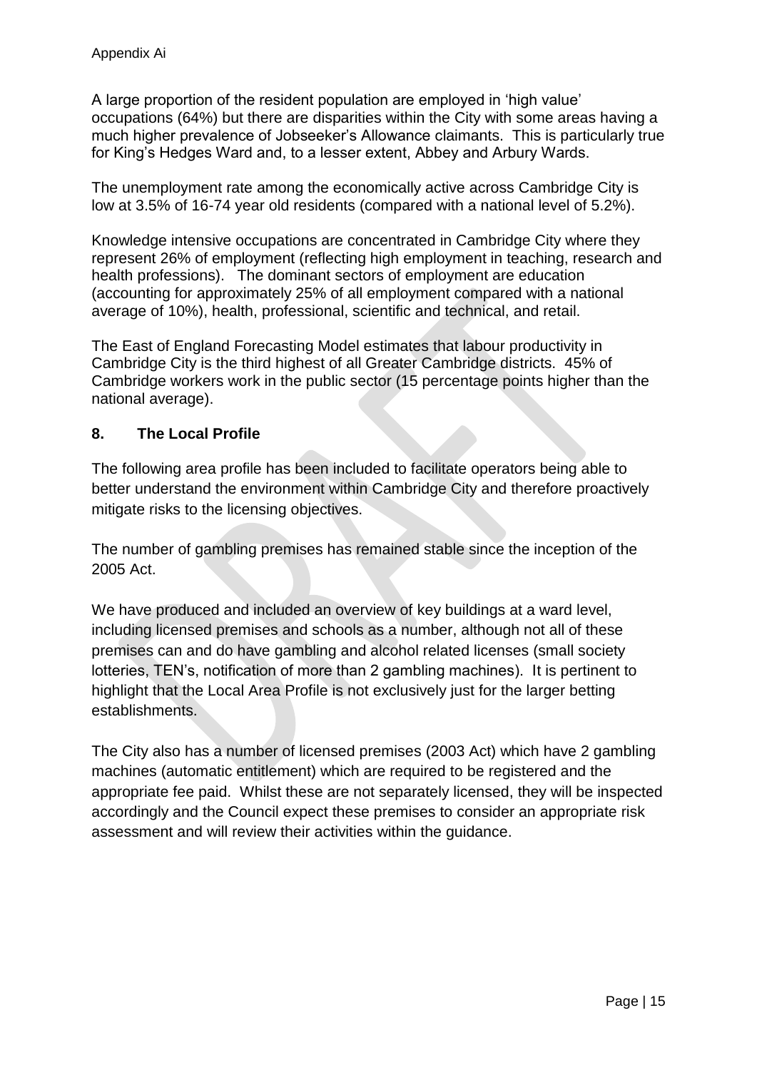A large proportion of the resident population are employed in 'high value' occupations (64%) but there are disparities within the City with some areas having a much higher prevalence of Jobseeker's Allowance claimants. This is particularly true for King's Hedges Ward and, to a lesser extent, Abbey and Arbury Wards.

The unemployment rate among the economically active across Cambridge City is low at 3.5% of 16-74 year old residents (compared with a national level of 5.2%).

Knowledge intensive occupations are concentrated in Cambridge City where they represent 26% of employment (reflecting high employment in teaching, research and health professions). The dominant sectors of employment are education (accounting for approximately 25% of all employment compared with a national average of 10%), health, professional, scientific and technical, and retail.

The East of England Forecasting Model estimates that labour productivity in Cambridge City is the third highest of all Greater Cambridge districts. 45% of Cambridge workers work in the public sector (15 percentage points higher than the national average).

## 8. The Local Profile

The following area profile has been included to facilitate operators being able to better understand the environment within Cambridge City and therefore proactively mitigate risks to the licensing objectives.

The number of gambling premises has remained stable since the inception of the 2005 Act.

We have produced and included an overview of key buildings at a ward level, including licensed premises and schools as a number, although not all of these premises can and do have gambling and alcohol related licenses (small society lotteries, TEN's, notification of more than 2 gambling machines). It is pertinent to highlight that the Local Area Profile is not exclusively just for the larger betting establishments.

The City also has a number of licensed premises (2003 Act) which have 2 gambling machines (automatic entitlement) which are required to be registered and the appropriate fee paid. Whilst these are not separately licensed, they will be inspected accordingly and the Council expect these premises to consider an appropriate risk assessment and will review their activities within the guidance.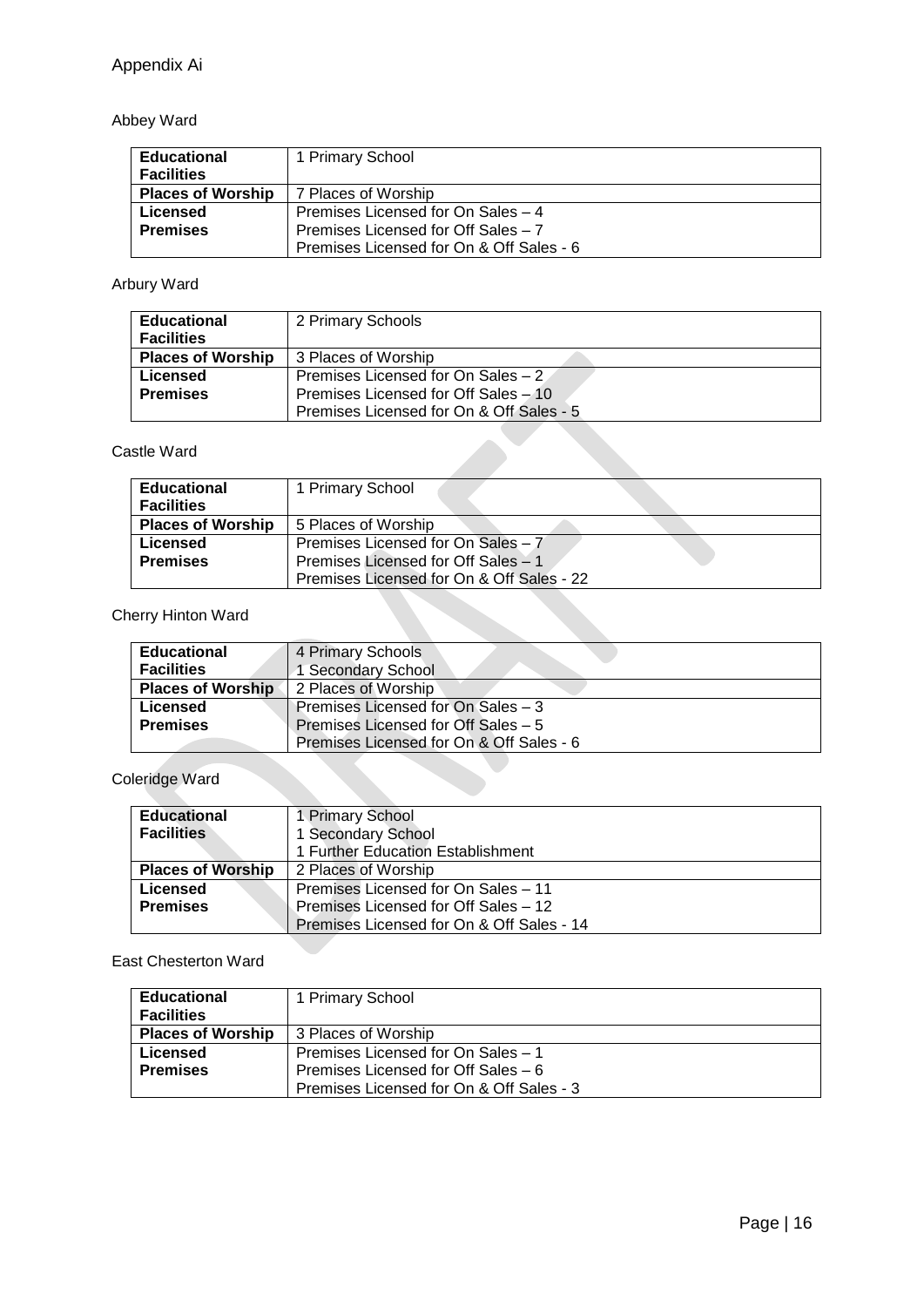# Appendix Ai

## Abbey Ward

| **Educational Facilities** | 1 Primary School |
|---|---|
| **Places of Worship** | 7 Places of Worship |
| **Licensed Premises** | Premises Licensed for On Sales – 4<br>Premises Licensed for Off Sales – 7<br>Premises Licensed for On & Off Sales - 6 |

## Arbury Ward

| **Educational Facilities** | 2 Primary Schools |
|---|---|
| **Places of Worship** | 3 Places of Worship |
| **Licensed Premises** | Premises Licensed for On Sales – 2<br>Premises Licensed for Off Sales – 10<br>Premises Licensed for On & Off Sales - 5 |

## Castle Ward

| **Educational Facilities** | 1 Primary School |
|---|---|
| **Places of Worship** | 5 Places of Worship |
| **Licensed Premises** | Premises Licensed for On Sales – 7<br>Premises Licensed for Off Sales – 1<br>Premises Licensed for On & Off Sales - 22 |

## Cherry Hinton Ward

| **Educational Facilities** | 4 Primary Schools<br>1 Secondary School |
|---|---|
| **Places of Worship** | 2 Places of Worship |
| **Licensed Premises** | Premises Licensed for On Sales – 3<br>Premises Licensed for Off Sales – 5<br>Premises Licensed for On & Off Sales - 6 |

## Coleridge Ward

| **Educational Facilities** | 1 Primary School<br>1 Secondary School<br>1 Further Education Establishment |
|---|---|
| **Places of Worship** | 2 Places of Worship |
| **Licensed Premises** | Premises Licensed for On Sales – 11<br>Premises Licensed for Off Sales – 12<br>Premises Licensed for On & Off Sales - 14 |

## East Chesterton Ward

| **Educational Facilities** | 1 Primary School |
|---|---|
| **Places of Worship** | 3 Places of Worship |
| **Licensed Premises** | Premises Licensed for On Sales – 1<br>Premises Licensed for Off Sales – 6<br>Premises Licensed for On & Off Sales - 3 |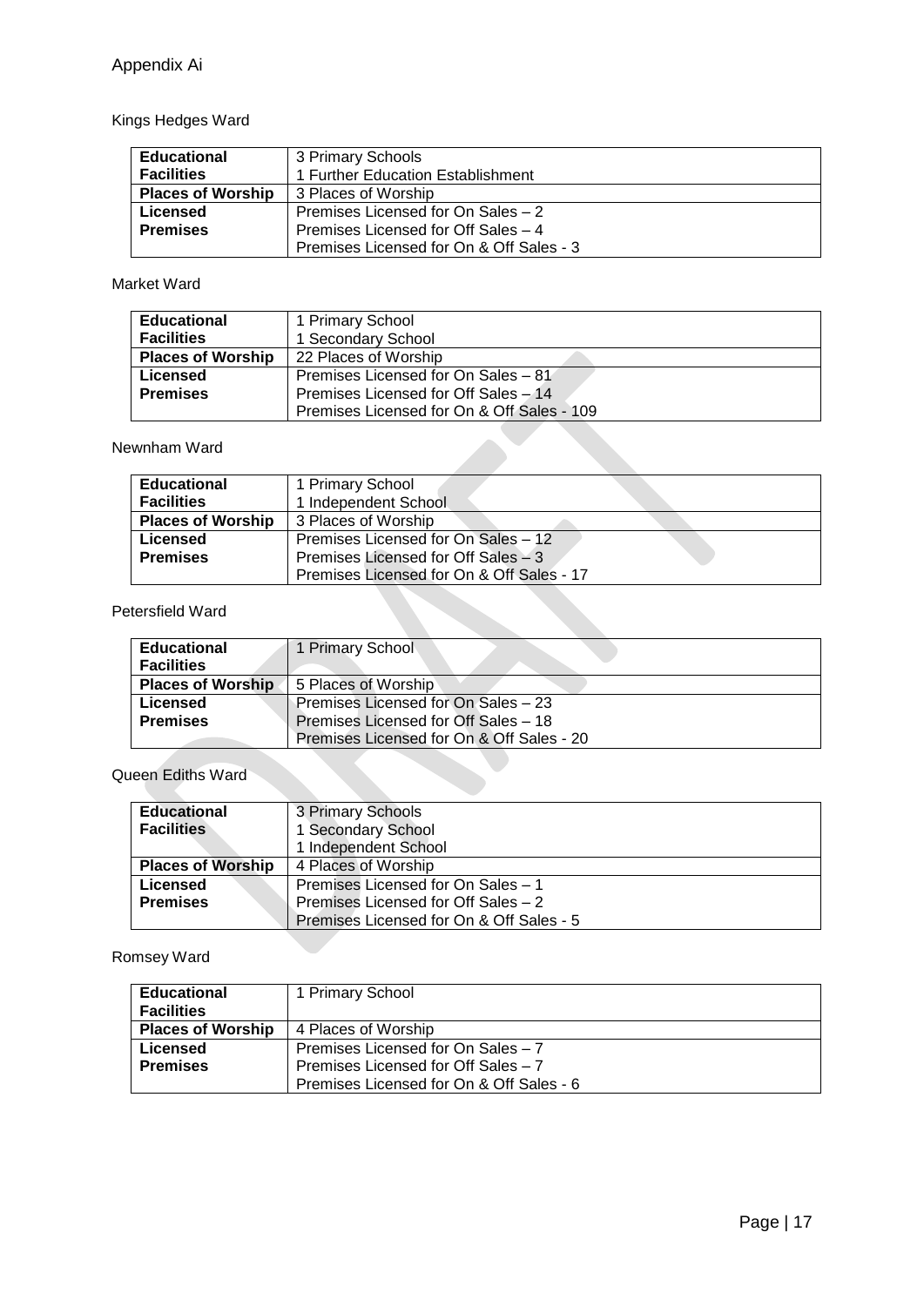Appendix Ai

Kings Hedges Ward

| **Educational Facilities** | 3 Primary Schools<br>1 Further Education Establishment |
|---|---|
| **Places of Worship** | 3 Places of Worship |
| **Licensed Premises** | Premises Licensed for On Sales – 2<br>Premises Licensed for Off Sales – 4<br>Premises Licensed for On & Off Sales - 3 |

Market Ward

| **Educational Facilities** | 1 Primary School<br>1 Secondary School |
|---|---|
| **Places of Worship** | 22 Places of Worship |
| **Licensed Premises** | Premises Licensed for On Sales – 81<br>Premises Licensed for Off Sales – 14<br>Premises Licensed for On & Off Sales - 109 |

Newnham Ward

| **Educational Facilities** | 1 Primary School<br>1 Independent School |
|---|---|
| **Places of Worship** | 3 Places of Worship |
| **Licensed Premises** | Premises Licensed for On Sales – 12<br>Premises Licensed for Off Sales – 3<br>Premises Licensed for On & Off Sales - 17 |

Petersfield Ward

| **Educational Facilities** | 1 Primary School |
|---|---|
| **Places of Worship** | 5 Places of Worship |
| **Licensed Premises** | Premises Licensed for On Sales – 23<br>Premises Licensed for Off Sales – 18<br>Premises Licensed for On & Off Sales - 20 |

Queen Ediths Ward

| **Educational Facilities** | 3 Primary Schools<br>1 Secondary School<br>1 Independent School |
|---|---|
| **Places of Worship** | 4 Places of Worship |
| **Licensed Premises** | Premises Licensed for On Sales – 1<br>Premises Licensed for Off Sales – 2<br>Premises Licensed for On & Off Sales - 5 |

Romsey Ward

| **Educational Facilities** | 1 Primary School |
|---|---|
| **Places of Worship** | 4 Places of Worship |
| **Licensed Premises** | Premises Licensed for On Sales – 7<br>Premises Licensed for Off Sales – 7<br>Premises Licensed for On & Off Sales - 6 |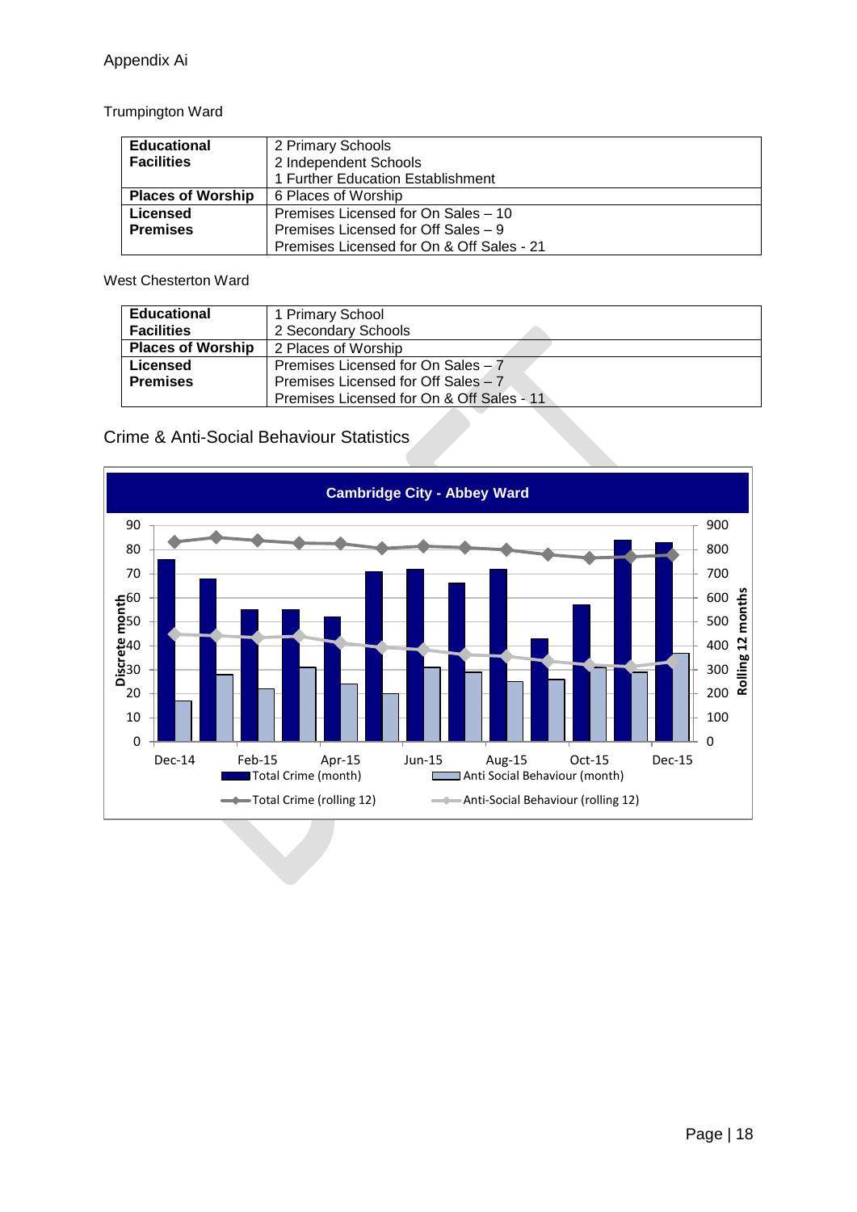Appendix Ai

Trumpington Ward

| | |
|---|---|
| **Educational Facilities** | 2 Primary Schools<br>2 Independent Schools<br>1 Further Education Establishment |
| **Places of Worship** | 6 Places of Worship |
| **Licensed Premises** | Premises Licensed for On Sales – 10<br>Premises Licensed for Off Sales – 9<br>Premises Licensed for On & Off Sales - 21 |

West Chesterton Ward

| | |
|---|---|
| **Educational Facilities** | 1 Primary School<br>2 Secondary Schools |
| **Places of Worship** | 2 Places of Worship |
| **Licensed Premises** | Premises Licensed for On Sales – 7<br>Premises Licensed for Off Sales – 7<br>Premises Licensed for On & Off Sales - 11 |

## Crime & Anti-Social Behaviour Statistics

**Cambridge City - Abbey Ward**

Discrete month (0–90) / Rolling 12 months (0–900); Dec-14 to Dec-15

Total Crime (month) | Anti Social Behaviour (month) | Total Crime (rolling 12) | Anti-Social Behaviour (rolling 12)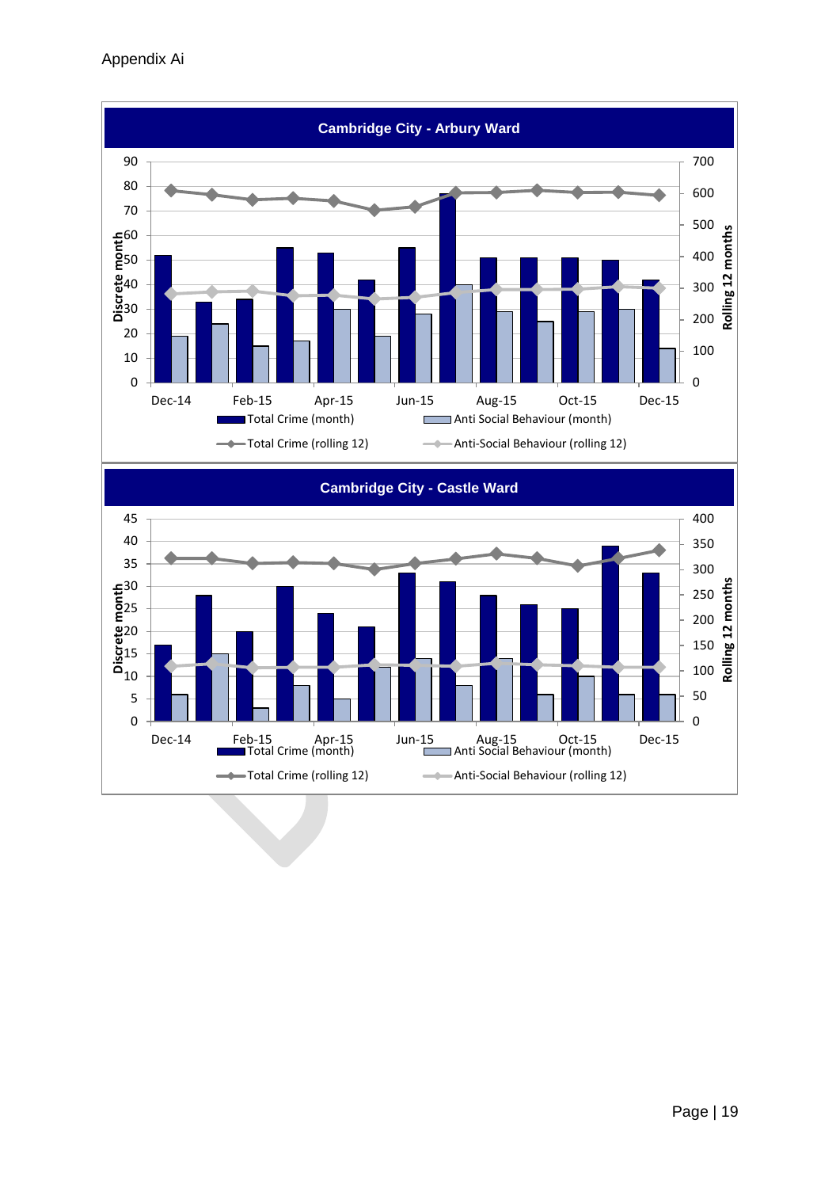Appendix Ai

## Cambridge City - Arbury Ward

Discrete month (0–90) / Rolling 12 months (0–700)

Dec-14, Feb-15, Apr-15, Jun-15, Aug-15, Oct-15, Dec-15

Total Crime (month) | Anti Social Behaviour (month) | Total Crime (rolling 12) | Anti-Social Behaviour (rolling 12)

## Cambridge City - Castle Ward

Discrete month (0–45) / Rolling 12 months (0–400)

Dec-14, Feb-15, Apr-15, Jun-15, Aug-15, Oct-15, Dec-15

Total Crime (month) | Anti Social Behaviour (month) | Total Crime (rolling 12) | Anti-Social Behaviour (rolling 12)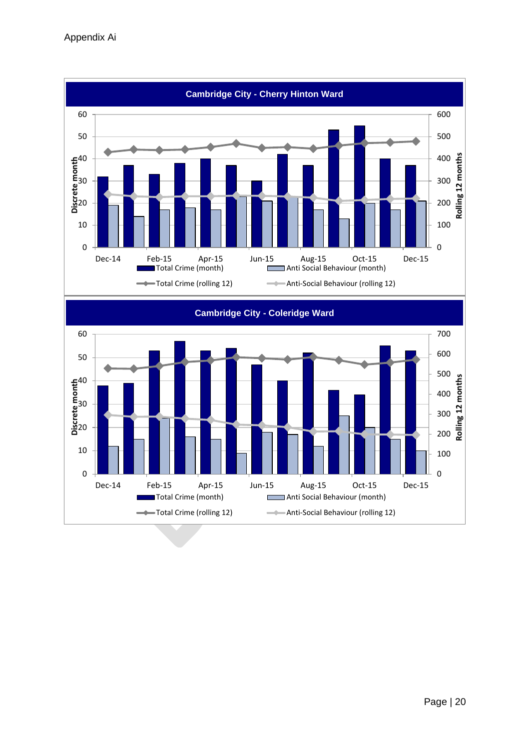Appendix Ai

## Cambridge City - Cherry Hinton Ward

Discrete month (0–60) / Rolling 12 months (0–600)

Dec-14, Feb-15, Apr-15, Jun-15, Aug-15, Oct-15, Dec-15

Total Crime (month) | Anti Social Behaviour (month) | Total Crime (rolling 12) | Anti-Social Behaviour (rolling 12)

## Cambridge City - Coleridge Ward

Discrete month (0–60) / Rolling 12 months (0–700)

Dec-14, Feb-15, Apr-15, Jun-15, Aug-15, Oct-15, Dec-15

Total Crime (month) | Anti Social Behaviour (month) | Total Crime (rolling 12) | Anti-Social Behaviour (rolling 12)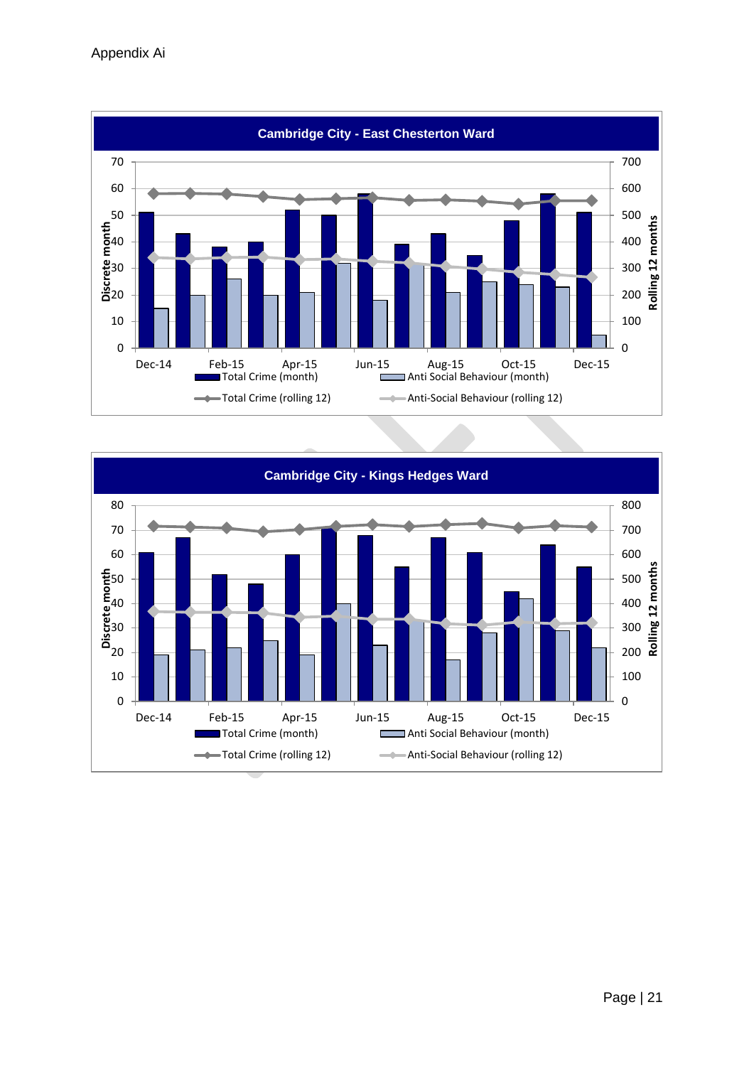Appendix Ai

**Cambridge City - East Chesterton Ward**

Discrete month (0–70) / Rolling 12 months (0–700)

Dec-14, Feb-15, Apr-15, Jun-15, Aug-15, Oct-15, Dec-15

Total Crime (month) | Anti Social Behaviour (month) | Total Crime (rolling 12) | Anti-Social Behaviour (rolling 12)

**Cambridge City - Kings Hedges Ward**

Discrete month (0–80) / Rolling 12 months (0–800)

Dec-14, Feb-15, Apr-15, Jun-15, Aug-15, Oct-15, Dec-15

Total Crime (month) | Anti Social Behaviour (month) | Total Crime (rolling 12) | Anti-Social Behaviour (rolling 12)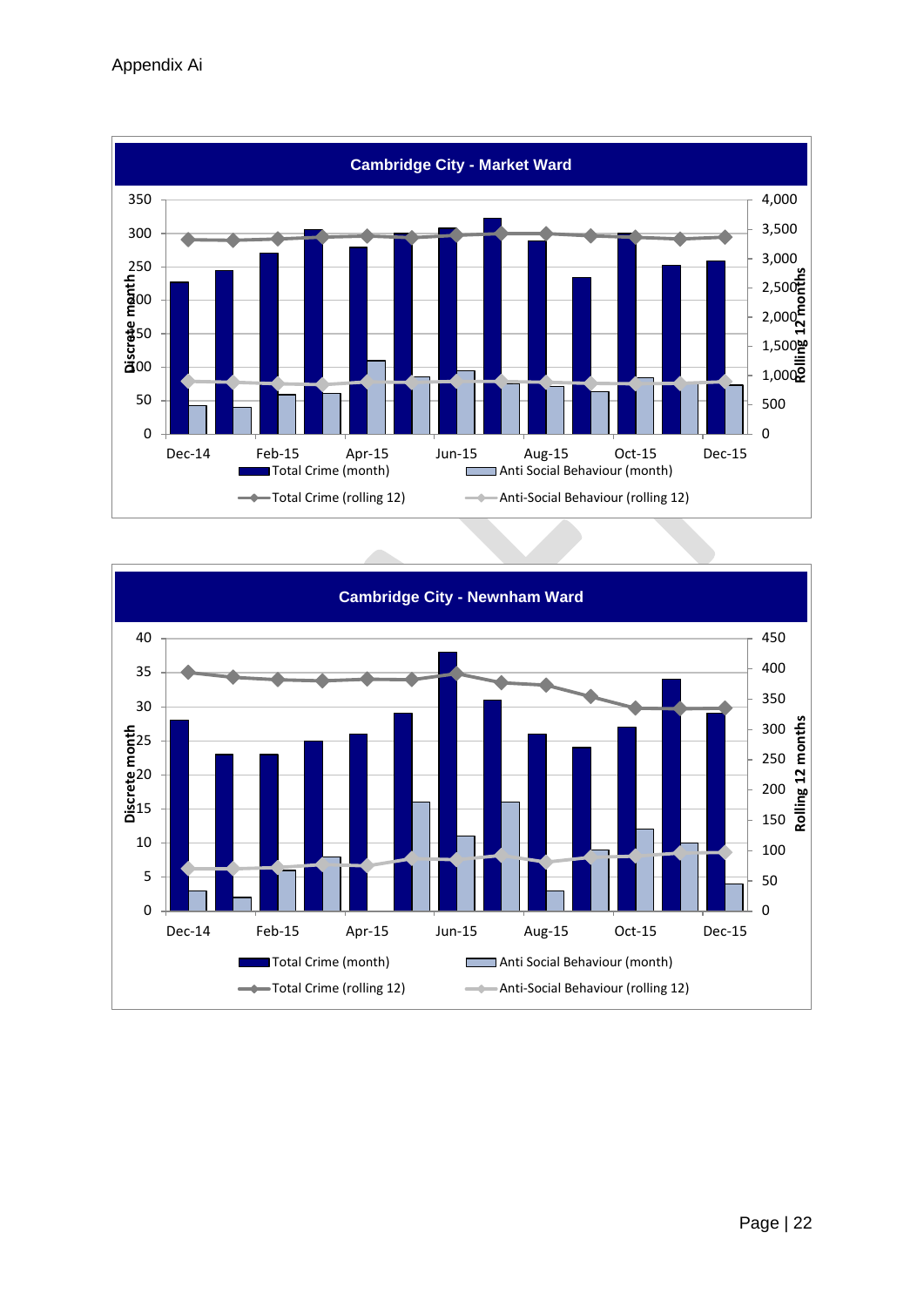Appendix Ai

**Cambridge City - Market Ward**

Discrete month (left axis: 0–350); Rolling 12 months (right axis: 0–4,000)

Dec-14, Feb-15, Apr-15, Jun-15, Aug-15, Oct-15, Dec-15

Total Crime (month) | Anti Social Behaviour (month) | Total Crime (rolling 12) | Anti-Social Behaviour (rolling 12)

**Cambridge City - Newnham Ward**

Discrete month (left axis: 0–40); Rolling 12 months (right axis: 0–450)

Dec-14, Feb-15, Apr-15, Jun-15, Aug-15, Oct-15, Dec-15

Total Crime (month) | Anti Social Behaviour (month) | Total Crime (rolling 12) | Anti-Social Behaviour (rolling 12)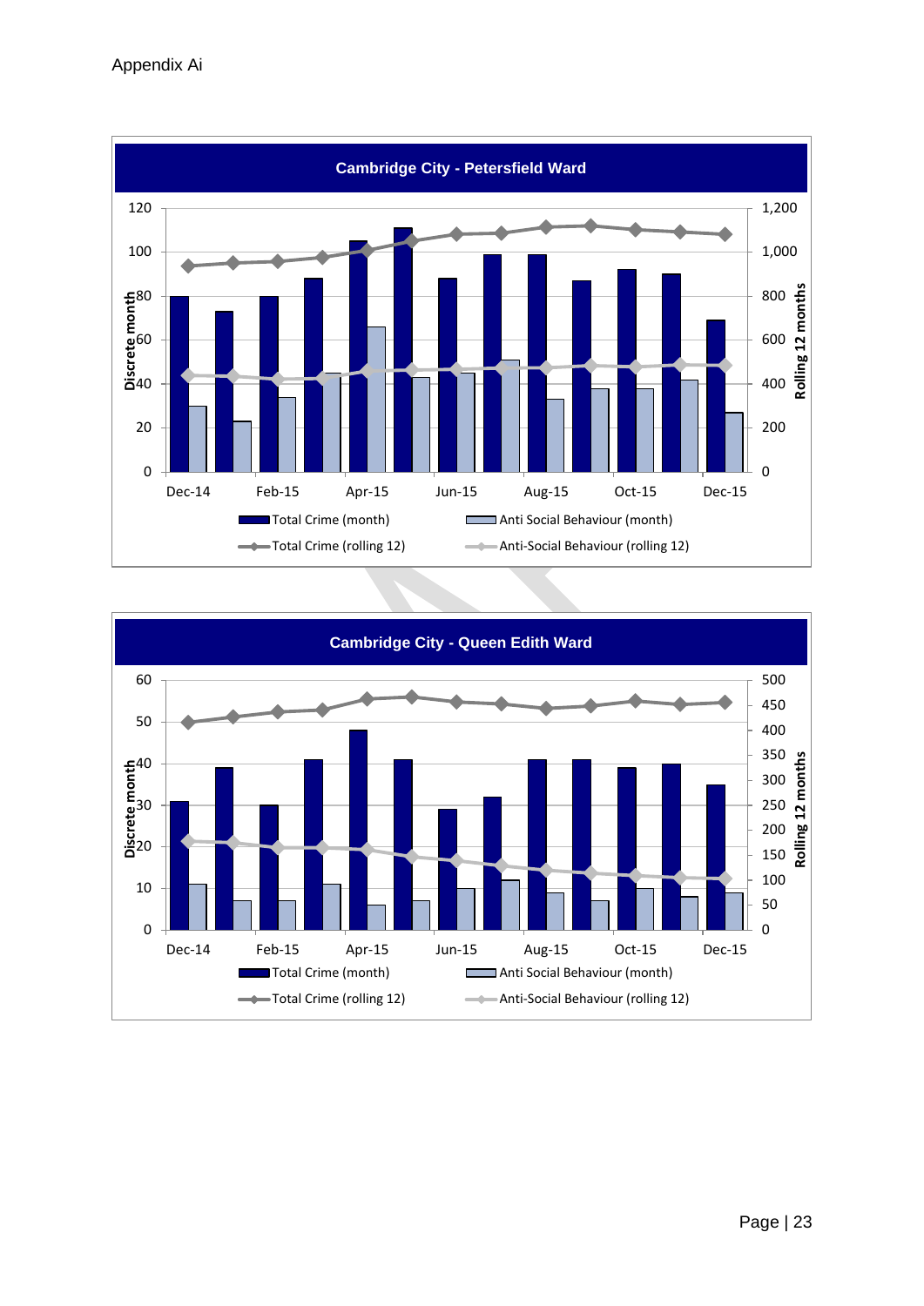Appendix Ai

**Cambridge City - Petersfield Ward**

Discrete month (left axis: 0–120); Rolling 12 months (right axis: 0–1,200)

Dec-14, Feb-15, Apr-15, Jun-15, Aug-15, Oct-15, Dec-15

Total Crime (month) | Anti Social Behaviour (month) | Total Crime (rolling 12) | Anti-Social Behaviour (rolling 12)

**Cambridge City - Queen Edith Ward**

Discrete month (left axis: 0–60); Rolling 12 months (right axis: 0–500)

Dec-14, Feb-15, Apr-15, Jun-15, Aug-15, Oct-15, Dec-15

Total Crime (month) | Anti Social Behaviour (month) | Total Crime (rolling 12) | Anti-Social Behaviour (rolling 12)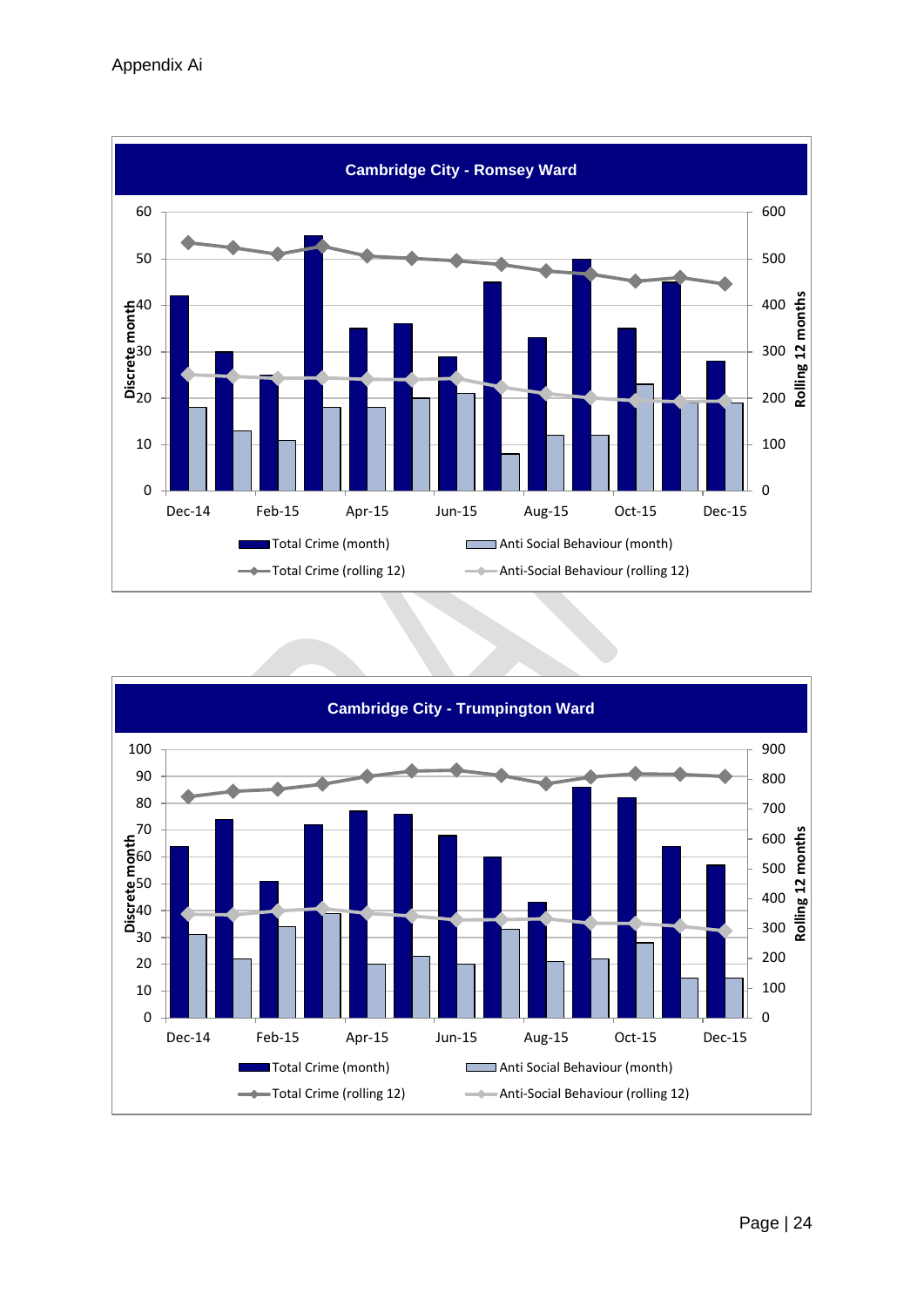Appendix Ai

## Cambridge City - Romsey Ward

Discrete month (left axis: 0–60); Rolling 12 months (right axis: 0–600)

Months: Dec-14, Feb-15, Apr-15, Jun-15, Aug-15, Oct-15, Dec-15

Legend: Total Crime (month); Anti Social Behaviour (month); Total Crime (rolling 12); Anti-Social Behaviour (rolling 12)

## Cambridge City - Trumpington Ward

Discrete month (left axis: 0–100); Rolling 12 months (right axis: 0–900)

Months: Dec-14, Feb-15, Apr-15, Jun-15, Aug-15, Oct-15, Dec-15

Legend: Total Crime (month); Anti Social Behaviour (month); Total Crime (rolling 12); Anti-Social Behaviour (rolling 12)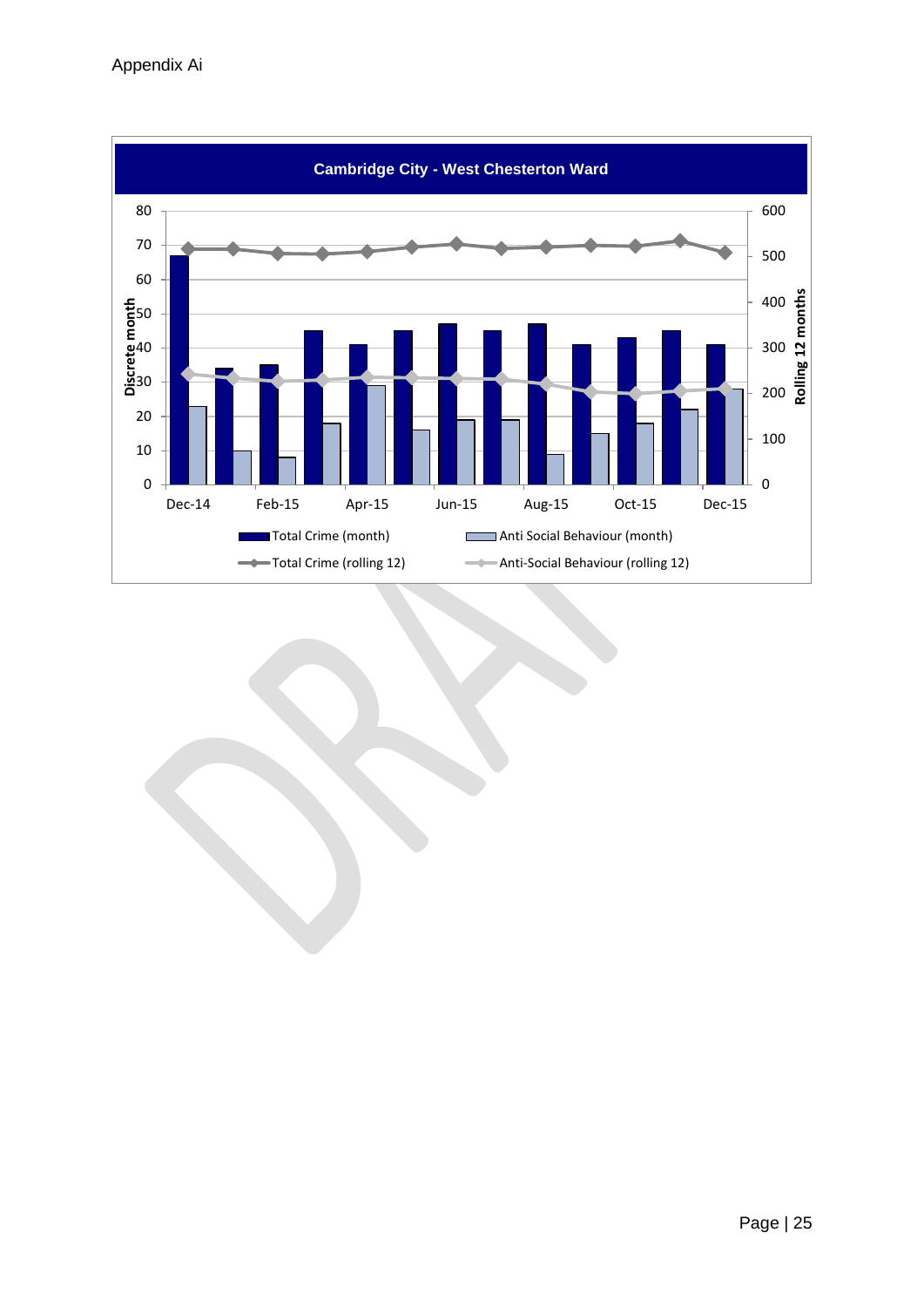Appendix Ai

Cambridge City - West Chesterton Ward

Discrete month

80
70
60
50
40
30
20
10
0

Rolling 12 months

600
500
400
300
200
100
0

Dec-14 Feb-15 Apr-15 Jun-15 Aug-15 Oct-15 Dec-15

Total Crime (month)
Anti Social Behaviour (month)
Total Crime (rolling 12)
Anti-Social Behaviour (rolling 12)